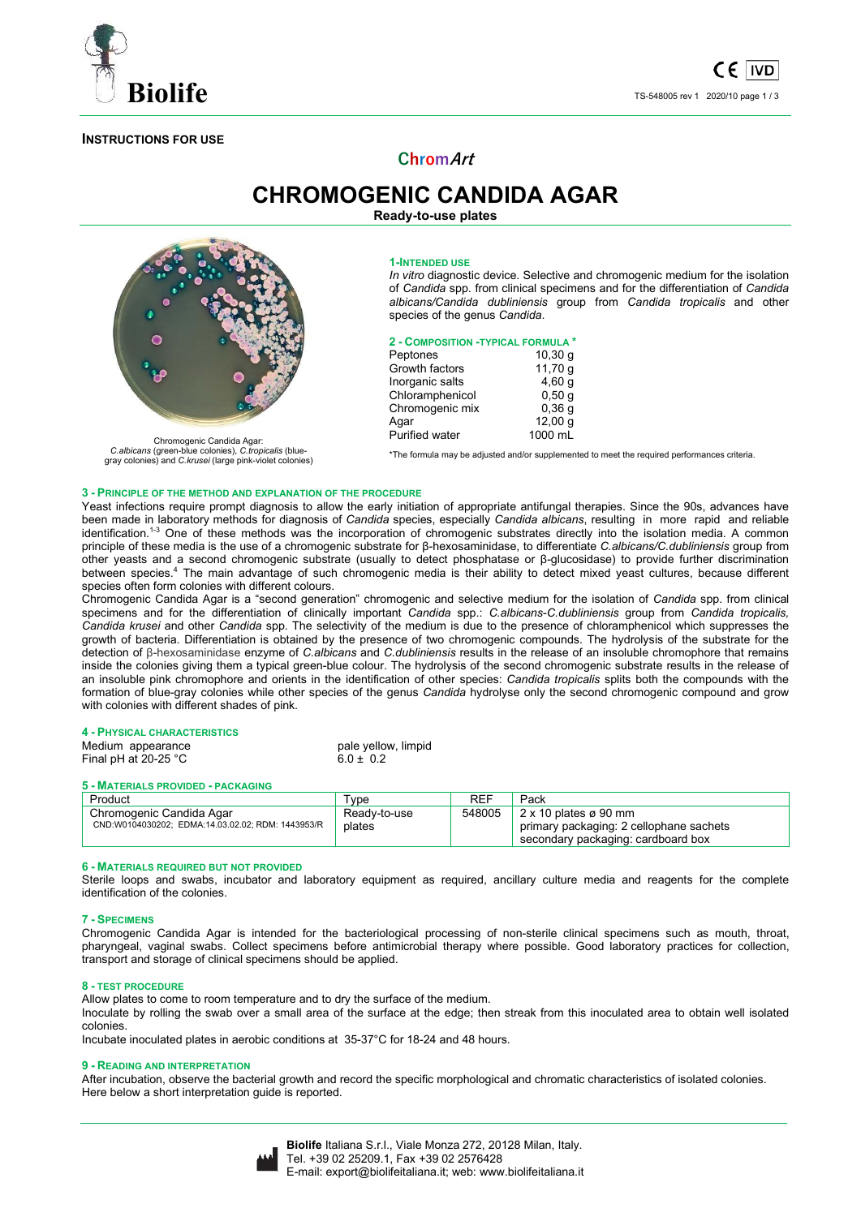**INSTRUCTIONS FOR USE**

ChromArt

# CHROMOGENIC CANDIDA AGAR

**Ready-to-use plates**

Chromogenic Candida Agar: *C.albicans* (green-blue colonies), *C.tropicalis* (blue-gray colonies) and *C.krusei* (large pink-violet colonies)

## 1-INTENDED USE

*In vitro* diagnostic device. Selective and chromogenic medium for the isolation of *Candida* spp. from clinical specimens and for the differentiation of *Candida albicans/Candida dubliniensis* group from *Candida tropicalis* and other species of the genus *Candida*.

## 2 - COMPOSITION -TYPICAL FORMULA *

| | |
|---|---|
| Peptones | 10,30 g |
| Growth factors | 11,70 g |
| Inorganic salts | 4,60 g |
| Chloramphenicol | 0,50 g |
| Chromogenic mix | 0,36 g |
| Agar | 12,00 g |
| Purified water | 1000 mL |

*The formula may be adjusted and/or supplemented to meet the required performances criteria.

## 3 - PRINCIPLE OF THE METHOD AND EXPLANATION OF THE PROCEDURE

Yeast infections require prompt diagnosis to allow the early initiation of appropriate antifungal therapies. Since the 90s, advances have been made in laboratory methods for diagnosis of *Candida* species, especially *Candida albicans*, resulting in more rapid and reliable identification.[1-3] One of these methods was the incorporation of chromogenic substrates directly into the isolation media. A common principle of these media is the use of a chromogenic substrate for β-hexosaminidase, to differentiate *C.albicans/C.dubliniensis* group from other yeasts and a second chromogenic substrate (usually to detect phosphatase or β-glucosidase) to provide further discrimination between species.[4] The main advantage of such chromogenic media is their ability to detect mixed yeast cultures, because different species often form colonies with different colours.

Chromogenic Candida Agar is a "second generation" chromogenic and selective medium for the isolation of *Candida* spp. from clinical specimens and for the differentiation of clinically important *Candida* spp.: *C.albicans-C.dubliniensis* group from *Candida tropicalis, Candida krusei* and other *Candida* spp. The selectivity of the medium is due to the presence of chloramphenicol which suppresses the growth of bacteria. Differentiation is obtained by the presence of two chromogenic compounds. The hydrolysis of the substrate for the detection of β-hexosaminidase enzyme of *C.albicans* and *C.dubliniensis* results in the release of an insoluble chromophore that remains inside the colonies giving them a typical green-blue colour. The hydrolysis of the second chromogenic substrate results in the release of an insoluble pink chromophore and orients in the identification of other species: *Candida tropicalis* splits both the compounds with the formation of blue-gray colonies while other species of the genus *Candida* hydrolyse only the second chromogenic compound and grow with colonies with different shades of pink.

## 4 - PHYSICAL CHARACTERISTICS

| | |
|---|---|
| Medium appearance | pale yellow, limpid |
| Final pH at 20-25 °C | 6.0 ± 0.2 |

## 5 - MATERIALS PROVIDED - PACKAGING

| Product | Type | REF | Pack |
|---|---|---|---|
| Chromogenic Candida Agar<br>CND:W0104030202; EDMA:14.03.02.02; RDM: 1443953/R | Ready-to-use plates | 548005 | 2 x 10 plates ø 90 mm<br>primary packaging: 2 cellophane sachets<br>secondary packaging: cardboard box |

## 6 - MATERIALS REQUIRED BUT NOT PROVIDED

Sterile loops and swabs, incubator and laboratory equipment as required, ancillary culture media and reagents for the complete identification of the colonies.

## 7 - SPECIMENS

Chromogenic Candida Agar is intended for the bacteriological processing of non-sterile clinical specimens such as mouth, throat, pharyngeal, vaginal swabs. Collect specimens before antimicrobial therapy where possible. Good laboratory practices for collection, transport and storage of clinical specimens should be applied.

## 8 - TEST PROCEDURE

Allow plates to come to room temperature and to dry the surface of the medium.

Inoculate by rolling the swab over a small area of the surface at the edge; then streak from this inoculated area to obtain well isolated colonies.

Incubate inoculated plates in aerobic conditions at 35-37°C for 18-24 and 48 hours.

## 9 - READING AND INTERPRETATION

After incubation, observe the bacterial growth and record the specific morphological and chromatic characteristics of isolated colonies. Here below a short interpretation guide is reported.

**Biolife** Italiana S.r.l., Viale Monza 272, 20128 Milan, Italy.
Tel. +39 02 25209.1, Fax +39 02 2576428
E-mail: export@biolifeitaliana.it; web: www.biolifeitaliana.it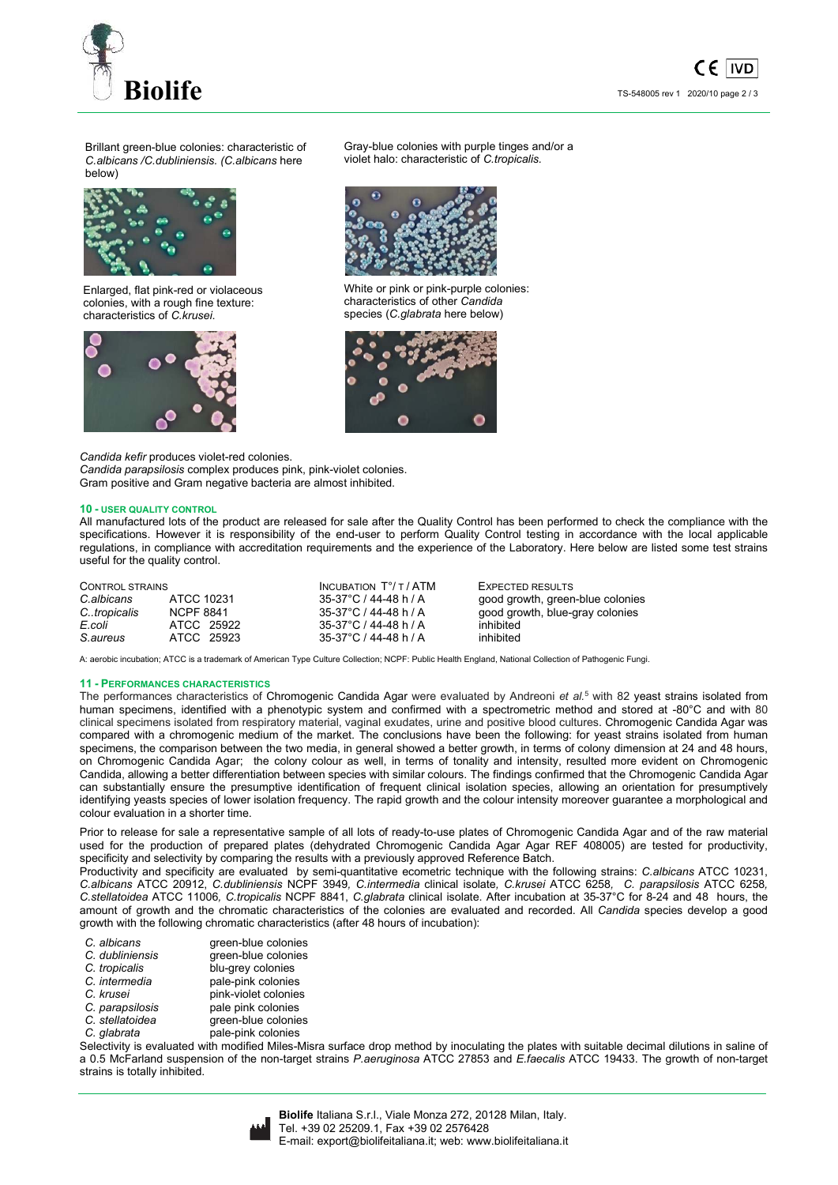Brillant green-blue colonies: characteristic of *C.albicans /C.dubliniensis. (C.albicans* here below)

Gray-blue colonies with purple tinges and/or a violet halo: characteristic of *C.tropicalis.*

Enlarged, flat pink-red or violaceous colonies, with a rough fine texture: characteristics of *C.krusei*.

White or pink or pink-purple colonies: characteristics of other *Candida* species (*C.glabrata* here below)

*Candida kefir* produces violet-red colonies.
*Candida parapsilosis* complex produces pink, pink-violet colonies.
Gram positive and Gram negative bacteria are almost inhibited.

## 10 - USER QUALITY CONTROL

All manufactured lots of the product are released for sale after the Quality Control has been performed to check the compliance with the specifications. However it is responsibility of the end-user to perform Quality Control testing in accordance with the local applicable regulations, in compliance with accreditation requirements and the experience of the Laboratory. Here below are listed some test strains useful for the quality control.

| CONTROL STRAINS | | INCUBATION T°/ T / ATM | EXPECTED RESULTS |
|---|---|---|---|
| *C.albicans* | ATCC 10231 | 35-37°C / 44-48 h / A | good growth, green-blue colonies |
| *C..tropicalis* | NCPF 8841 | 35-37°C / 44-48 h / A | good growth, blue-gray colonies |
| *E.coli* | ATCC 25922 | 35-37°C / 44-48 h / A | inhibited |
| *S.aureus* | ATCC 25923 | 35-37°C / 44-48 h / A | inhibited |

A: aerobic incubation; ATCC is a trademark of American Type Culture Collection; NCPF: Public Health England, National Collection of Pathogenic Fungi.

## 11 - PERFORMANCES CHARACTERISTICS

The performances characteristics of Chromogenic Candida Agar were evaluated by Andreoni *et al.*[5] with 82 yeast strains isolated from human specimens, identified with a phenotypic system and confirmed with a spectrometric method and stored at -80°C and with 80 clinical specimens isolated from respiratory material, vaginal exudates, urine and positive blood cultures. Chromogenic Candida Agar was compared with a chromogenic medium of the market. The conclusions have been the following: for yeast strains isolated from human specimens, the comparison between the two media, in general showed a better growth, in terms of colony dimension at 24 and 48 hours, on Chromogenic Candida Agar; the colony colour as well, in terms of tonality and intensity, resulted more evident on Chromogenic Candida, allowing a better differentiation between species with similar colours. The findings confirmed that the Chromogenic Candida Agar can substantially ensure the presumptive identification of frequent clinical isolation species, allowing an orientation for presumptively identifying yeasts species of lower isolation frequency. The rapid growth and the colour intensity moreover guarantee a morphological and colour evaluation in a shorter time.

Prior to release for sale a representative sample of all lots of ready-to-use plates of Chromogenic Candida Agar and of the raw material used for the production of prepared plates (dehydrated Chromogenic Candida Agar Agar REF 408005) are tested for productivity, specificity and selectivity by comparing the results with a previously approved Reference Batch.

Productivity and specificity are evaluated by semi-quantitative ecometric technique with the following strains: *C.albicans* ATCC 10231, *C.albicans* ATCC 20912, *C.dubliniensis* NCPF 3949, *C.intermedia* clinical isolate, *C.krusei* ATCC 6258, *C. parapsilosis* ATCC 6258, *C.stellatoidea* ATCC 11006, *C.tropicalis* NCPF 8841, *C.glabrata* clinical isolate. After incubation at 35-37°C for 8-24 and 48 hours, the amount of growth and the chromatic characteristics of the colonies are evaluated and recorded. All *Candida* species develop a good growth with the following chromatic characteristics (after 48 hours of incubation):

| | |
|---|---|
| *C. albicans* | green-blue colonies |
| *C. dubliniensis* | green-blue colonies |
| *C. tropicalis* | blu-grey colonies |
| *C. intermedia* | pale-pink colonies |
| *C. krusei* | pink-violet colonies |
| *C. parapsilosis* | pale pink colonies |
| *C. stellatoidea* | green-blue colonies |
| *C. glabrata* | pale-pink colonies |

Selectivity is evaluated with modified Miles-Misra surface drop method by inoculating the plates with suitable decimal dilutions in saline of a 0.5 McFarland suspension of the non-target strains *P.aeruginosa* ATCC 27853 and *E.faecalis* ATCC 19433. The growth of non-target strains is totally inhibited.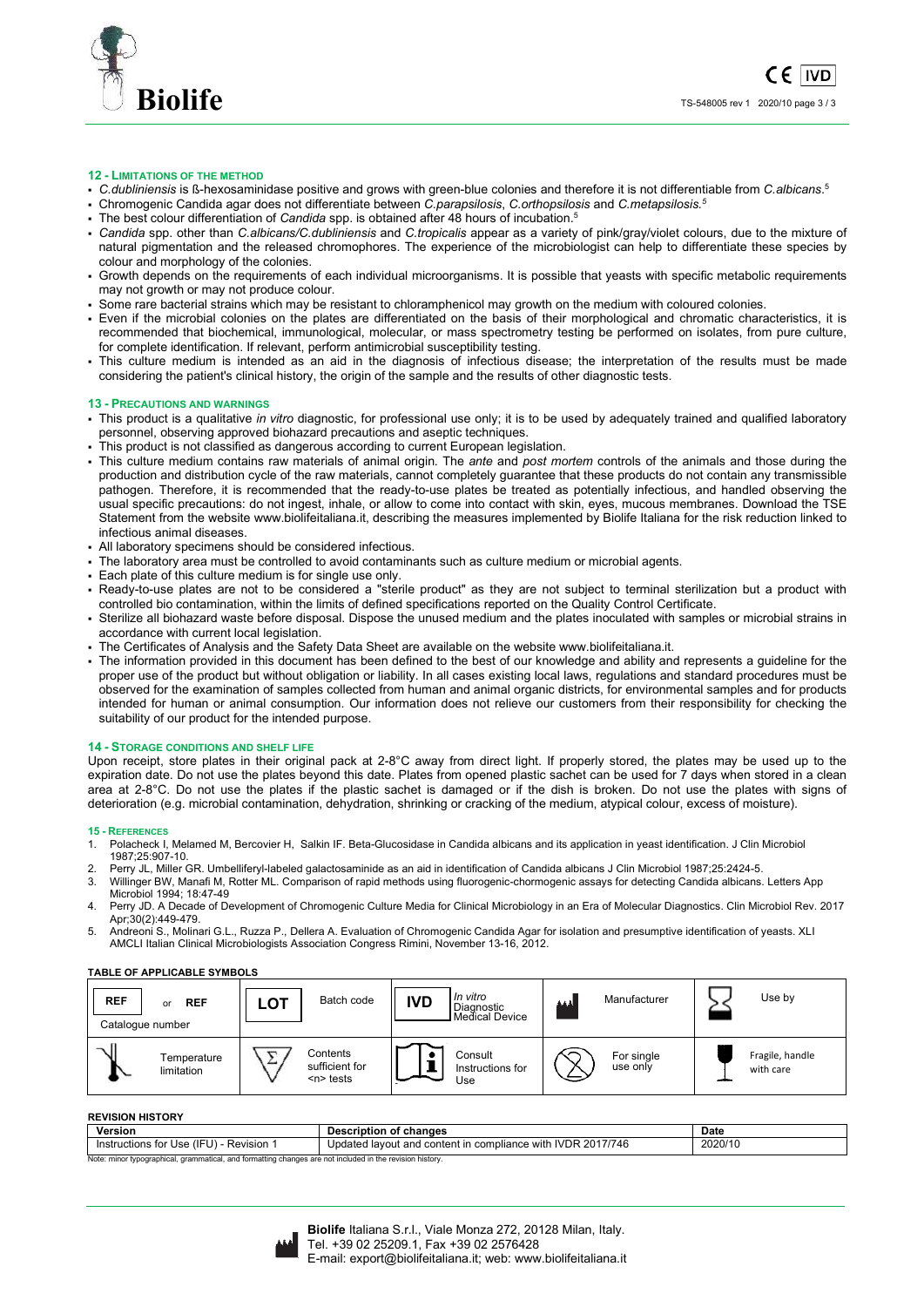## 12 - LIMITATIONS OF THE METHOD

- *C.dubliniensis* is ß-hexosaminidase positive and grows with green-blue colonies and therefore it is not differentiable from *C.albicans*.[5]
- Chromogenic Candida agar does not differentiate between *C.parapsilosis*, *C.orthopsilosis* and *C.metapsilosis.*[5]
- The best colour differentiation of *Candida* spp. is obtained after 48 hours of incubation.[5]
- *Candida* spp. other than *C.albicans/C.dubliniensis* and *C.tropicalis* appear as a variety of pink/gray/violet colours, due to the mixture of natural pigmentation and the released chromophores. The experience of the microbiologist can help to differentiate these species by colour and morphology of the colonies.
- Growth depends on the requirements of each individual microorganisms. It is possible that yeasts with specific metabolic requirements may not growth or may not produce colour.
- Some rare bacterial strains which may be resistant to chloramphenicol may growth on the medium with coloured colonies.
- Even if the microbial colonies on the plates are differentiated on the basis of their morphological and chromatic characteristics, it is recommended that biochemical, immunological, molecular, or mass spectrometry testing be performed on isolates, from pure culture, for complete identification. If relevant, perform antimicrobial susceptibility testing.
- This culture medium is intended as an aid in the diagnosis of infectious disease; the interpretation of the results must be made considering the patient's clinical history, the origin of the sample and the results of other diagnostic tests.

## 13 - PRECAUTIONS AND WARNINGS

- This product is a qualitative *in vitro* diagnostic, for professional use only; it is to be used by adequately trained and qualified laboratory personnel, observing approved biohazard precautions and aseptic techniques.
- This product is not classified as dangerous according to current European legislation.
- This culture medium contains raw materials of animal origin. The *ante* and *post mortem* controls of the animals and those during the production and distribution cycle of the raw materials, cannot completely guarantee that these products do not contain any transmissible pathogen. Therefore, it is recommended that the ready-to-use plates be treated as potentially infectious, and handled observing the usual specific precautions: do not ingest, inhale, or allow to come into contact with skin, eyes, mucous membranes. Download the TSE Statement from the website www.biolifeitaliana.it, describing the measures implemented by Biolife Italiana for the risk reduction linked to infectious animal diseases.
- All laboratory specimens should be considered infectious.
- The laboratory area must be controlled to avoid contaminants such as culture medium or microbial agents.
- Each plate of this culture medium is for single use only.
- Ready-to-use plates are not to be considered a "sterile product" as they are not subject to terminal sterilization but a product with controlled bio contamination, within the limits of defined specifications reported on the Quality Control Certificate.
- Sterilize all biohazard waste before disposal. Dispose the unused medium and the plates inoculated with samples or microbial strains in accordance with current local legislation.
- The Certificates of Analysis and the Safety Data Sheet are available on the website www.biolifeitaliana.it.
- The information provided in this document has been defined to the best of our knowledge and ability and represents a guideline for the proper use of the product but without obligation or liability. In all cases existing local laws, regulations and standard procedures must be observed for the examination of samples collected from human and animal organic districts, for environmental samples and for products intended for human or animal consumption. Our information does not relieve our customers from their responsibility for checking the suitability of our product for the intended purpose.

## 14 - STORAGE CONDITIONS AND SHELF LIFE

Upon receipt, store plates in their original pack at 2-8°C away from direct light. If properly stored, the plates may be used up to the expiration date. Do not use the plates beyond this date. Plates from opened plastic sachet can be used for 7 days when stored in a clean area at 2-8°C. Do not use the plates if the plastic sachet is damaged or if the dish is broken. Do not use the plates with signs of deterioration (e.g. microbial contamination, dehydration, shrinking or cracking of the medium, atypical colour, excess of moisture).

## 15 - REFERENCES

1. Polacheck I, Melamed M, Bercovier H, Salkin IF. Beta-Glucosidase in Candida albicans and its application in yeast identification. J Clin Microbiol 1987;25:907-10.
2. Perry JL, Miller GR. Umbelliferyl-labeled galactosaminide as an aid in identification of Candida albicans J Clin Microbiol 1987;25:2424-5.
3. Willinger BW, Manafi M, Rotter ML. Comparison of rapid methods using fluorogenic-chormogenic assays for detecting Candida albicans. Letters App Microbiol 1994; 18:47-49
4. Perry JD. A Decade of Development of Chromogenic Culture Media for Clinical Microbiology in an Era of Molecular Diagnostics. Clin Microbiol Rev. 2017 Apr;30(2):449-479.
5. Andreoni S., Molinari G.L., Ruzza P., Dellera A. Evaluation of Chromogenic Candida Agar for isolation and presumptive identification of yeasts. XLI AMCLI Italian Clinical Microbiologists Association Congress Rimini, November 13-16, 2012.

**TABLE OF APPLICABLE SYMBOLS**

| | | | | |
|---|---|---|---|---|
| REF or REF Catalogue number | LOT Batch code | IVD In vitro Diagnostic Medical Device | Manufacturer | Use by |
| Temperature limitation | Contents sufficient for <n> tests | Consult Instructions for Use | For single use only | Fragile, handle with care |

**REVISION HISTORY**

| Version | Description of changes | Date |
|---|---|---|
| Instructions for Use (IFU) - Revision 1 | Updated layout and content in compliance with IVDR 2017/746 | 2020/10 |

Note: minor typographical, grammatical, and formatting changes are not included in the revision history.

**Biolife** Italiana S.r.l., Viale Monza 272, 20128 Milan, Italy.
Tel. +39 02 25209.1, Fax +39 02 2576428
E-mail: export@biolifeitaliana.it; web: www.biolifeitaliana.it